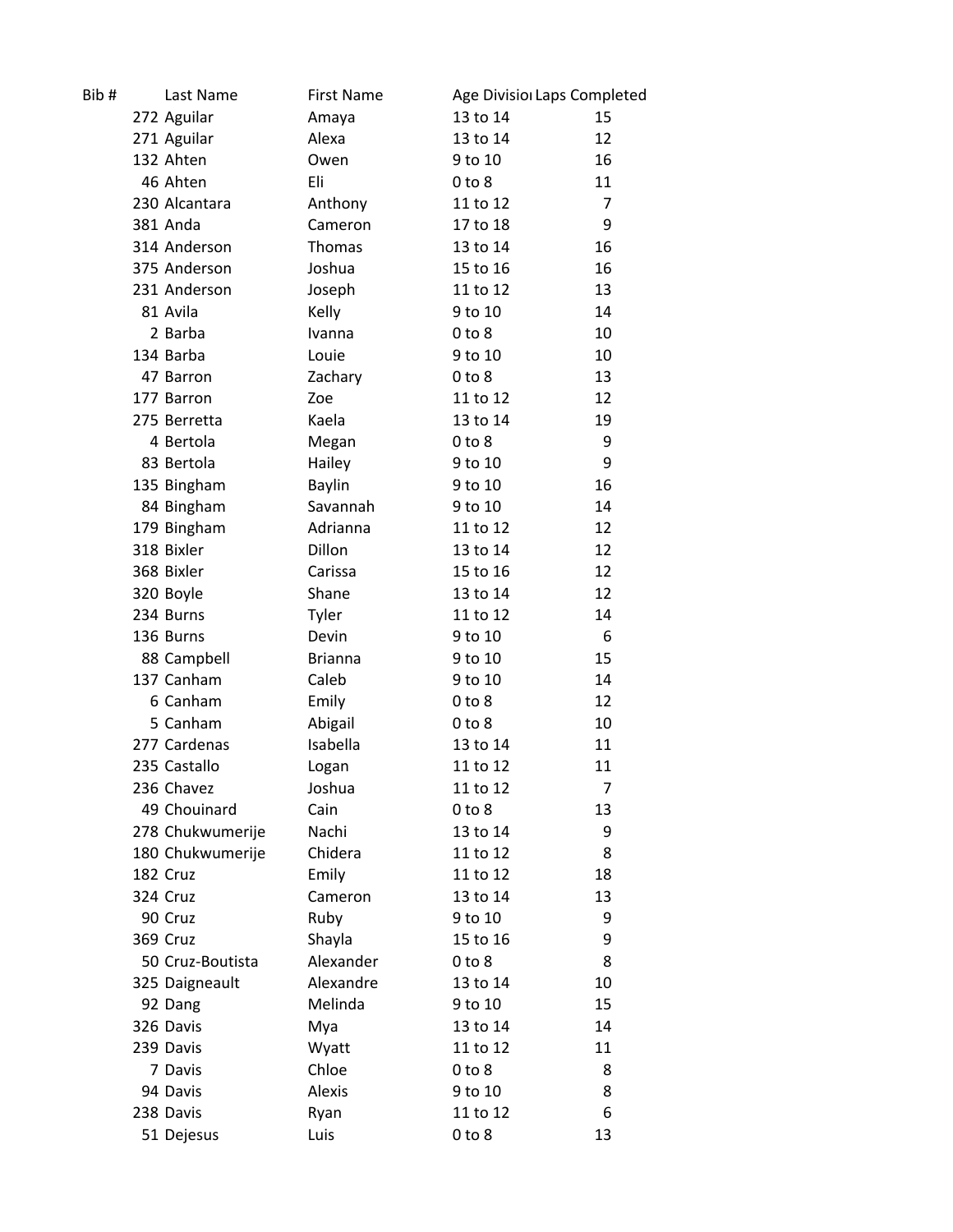| Bib # | Last Name | First Name | Age Divisioı | Laps Completed |
|---|---|---|---|---|
| 272 | Aguilar | Amaya | 13 to 14 | 15 |
| 271 | Aguilar | Alexa | 13 to 14 | 12 |
| 132 | Ahten | Owen | 9 to 10 | 16 |
| 46 | Ahten | Eli | 0 to 8 | 11 |
| 230 | Alcantara | Anthony | 11 to 12 | 7 |
| 381 | Anda | Cameron | 17 to 18 | 9 |
| 314 | Anderson | Thomas | 13 to 14 | 16 |
| 375 | Anderson | Joshua | 15 to 16 | 16 |
| 231 | Anderson | Joseph | 11 to 12 | 13 |
| 81 | Avila | Kelly | 9 to 10 | 14 |
| 2 | Barba | Ivanna | 0 to 8 | 10 |
| 134 | Barba | Louie | 9 to 10 | 10 |
| 47 | Barron | Zachary | 0 to 8 | 13 |
| 177 | Barron | Zoe | 11 to 12 | 12 |
| 275 | Berretta | Kaela | 13 to 14 | 19 |
| 4 | Bertola | Megan | 0 to 8 | 9 |
| 83 | Bertola | Hailey | 9 to 10 | 9 |
| 135 | Bingham | Baylin | 9 to 10 | 16 |
| 84 | Bingham | Savannah | 9 to 10 | 14 |
| 179 | Bingham | Adrianna | 11 to 12 | 12 |
| 318 | Bixler | Dillon | 13 to 14 | 12 |
| 368 | Bixler | Carissa | 15 to 16 | 12 |
| 320 | Boyle | Shane | 13 to 14 | 12 |
| 234 | Burns | Tyler | 11 to 12 | 14 |
| 136 | Burns | Devin | 9 to 10 | 6 |
| 88 | Campbell | Brianna | 9 to 10 | 15 |
| 137 | Canham | Caleb | 9 to 10 | 14 |
| 6 | Canham | Emily | 0 to 8 | 12 |
| 5 | Canham | Abigail | 0 to 8 | 10 |
| 277 | Cardenas | Isabella | 13 to 14 | 11 |
| 235 | Castallo | Logan | 11 to 12 | 11 |
| 236 | Chavez | Joshua | 11 to 12 | 7 |
| 49 | Chouinard | Cain | 0 to 8 | 13 |
| 278 | Chukwumerije | Nachi | 13 to 14 | 9 |
| 180 | Chukwumerije | Chidera | 11 to 12 | 8 |
| 182 | Cruz | Emily | 11 to 12 | 18 |
| 324 | Cruz | Cameron | 13 to 14 | 13 |
| 90 | Cruz | Ruby | 9 to 10 | 9 |
| 369 | Cruz | Shayla | 15 to 16 | 9 |
| 50 | Cruz-Boutista | Alexander | 0 to 8 | 8 |
| 325 | Daigneault | Alexandre | 13 to 14 | 10 |
| 92 | Dang | Melinda | 9 to 10 | 15 |
| 326 | Davis | Mya | 13 to 14 | 14 |
| 239 | Davis | Wyatt | 11 to 12 | 11 |
| 7 | Davis | Chloe | 0 to 8 | 8 |
| 94 | Davis | Alexis | 9 to 10 | 8 |
| 238 | Davis | Ryan | 11 to 12 | 6 |
| 51 | Dejesus | Luis | 0 to 8 | 13 |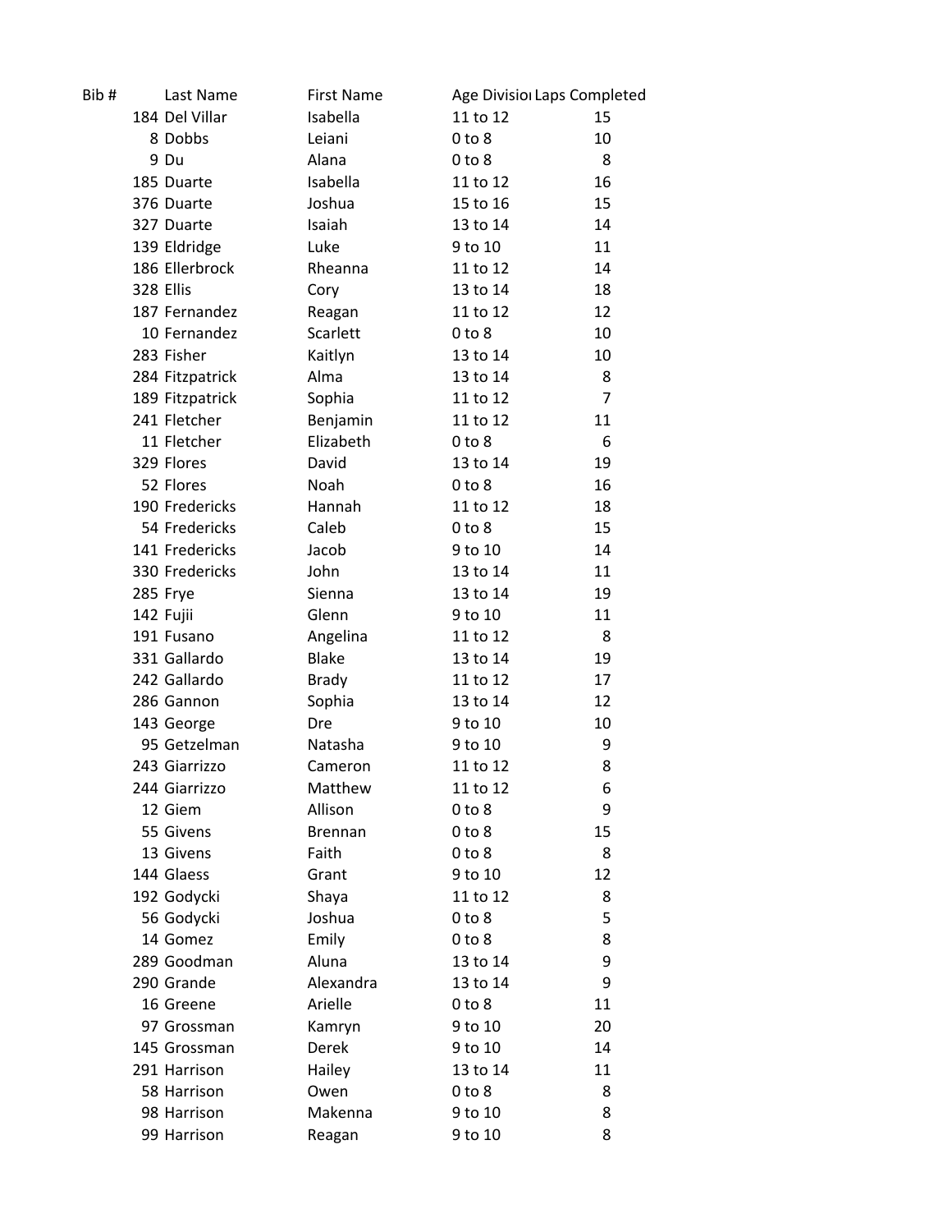| Bib # | Last Name | First Name | Age Divisio | Laps Completed |
|---|---|---|---|---|
| 184 | Del Villar | Isabella | 11 to 12 | 15 |
| 8 | Dobbs | Leiani | 0 to 8 | 10 |
| 9 | Du | Alana | 0 to 8 | 8 |
| 185 | Duarte | Isabella | 11 to 12 | 16 |
| 376 | Duarte | Joshua | 15 to 16 | 15 |
| 327 | Duarte | Isaiah | 13 to 14 | 14 |
| 139 | Eldridge | Luke | 9 to 10 | 11 |
| 186 | Ellerbrock | Rheanna | 11 to 12 | 14 |
| 328 | Ellis | Cory | 13 to 14 | 18 |
| 187 | Fernandez | Reagan | 11 to 12 | 12 |
| 10 | Fernandez | Scarlett | 0 to 8 | 10 |
| 283 | Fisher | Kaitlyn | 13 to 14 | 10 |
| 284 | Fitzpatrick | Alma | 13 to 14 | 8 |
| 189 | Fitzpatrick | Sophia | 11 to 12 | 7 |
| 241 | Fletcher | Benjamin | 11 to 12 | 11 |
| 11 | Fletcher | Elizabeth | 0 to 8 | 6 |
| 329 | Flores | David | 13 to 14 | 19 |
| 52 | Flores | Noah | 0 to 8 | 16 |
| 190 | Fredericks | Hannah | 11 to 12 | 18 |
| 54 | Fredericks | Caleb | 0 to 8 | 15 |
| 141 | Fredericks | Jacob | 9 to 10 | 14 |
| 330 | Fredericks | John | 13 to 14 | 11 |
| 285 | Frye | Sienna | 13 to 14 | 19 |
| 142 | Fujii | Glenn | 9 to 10 | 11 |
| 191 | Fusano | Angelina | 11 to 12 | 8 |
| 331 | Gallardo | Blake | 13 to 14 | 19 |
| 242 | Gallardo | Brady | 11 to 12 | 17 |
| 286 | Gannon | Sophia | 13 to 14 | 12 |
| 143 | George | Dre | 9 to 10 | 10 |
| 95 | Getzelman | Natasha | 9 to 10 | 9 |
| 243 | Giarrizzo | Cameron | 11 to 12 | 8 |
| 244 | Giarrizzo | Matthew | 11 to 12 | 6 |
| 12 | Giem | Allison | 0 to 8 | 9 |
| 55 | Givens | Brennan | 0 to 8 | 15 |
| 13 | Givens | Faith | 0 to 8 | 8 |
| 144 | Glaess | Grant | 9 to 10 | 12 |
| 192 | Godycki | Shaya | 11 to 12 | 8 |
| 56 | Godycki | Joshua | 0 to 8 | 5 |
| 14 | Gomez | Emily | 0 to 8 | 8 |
| 289 | Goodman | Aluna | 13 to 14 | 9 |
| 290 | Grande | Alexandra | 13 to 14 | 9 |
| 16 | Greene | Arielle | 0 to 8 | 11 |
| 97 | Grossman | Kamryn | 9 to 10 | 20 |
| 145 | Grossman | Derek | 9 to 10 | 14 |
| 291 | Harrison | Hailey | 13 to 14 | 11 |
| 58 | Harrison | Owen | 0 to 8 | 8 |
| 98 | Harrison | Makenna | 9 to 10 | 8 |
| 99 | Harrison | Reagan | 9 to 10 | 8 |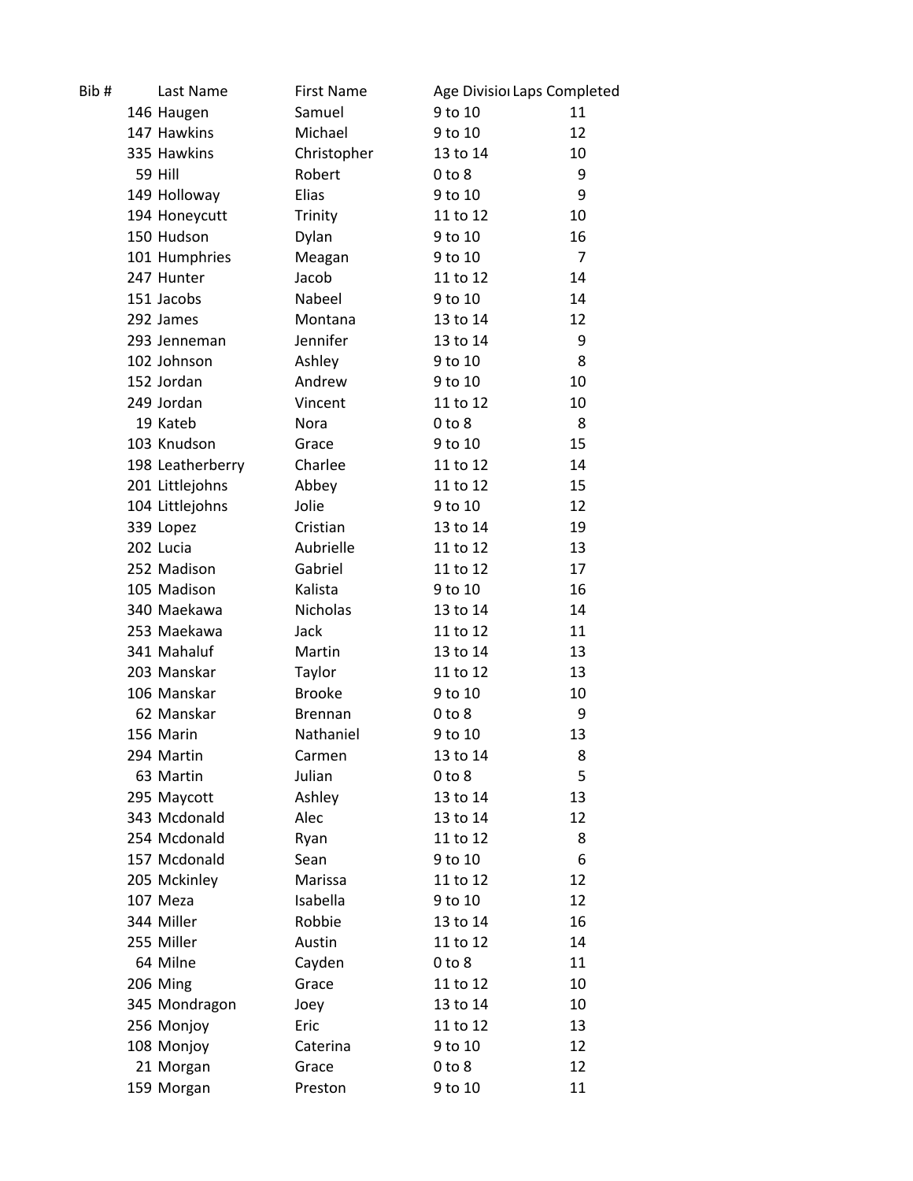| Bib # | Last Name | First Name | Age Divisioı | Laps Completed |
|---|---|---|---|---|
| 146 | Haugen | Samuel | 9 to 10 | 11 |
| 147 | Hawkins | Michael | 9 to 10 | 12 |
| 335 | Hawkins | Christopher | 13 to 14 | 10 |
| 59 | Hill | Robert | 0 to 8 | 9 |
| 149 | Holloway | Elias | 9 to 10 | 9 |
| 194 | Honeycutt | Trinity | 11 to 12 | 10 |
| 150 | Hudson | Dylan | 9 to 10 | 16 |
| 101 | Humphries | Meagan | 9 to 10 | 7 |
| 247 | Hunter | Jacob | 11 to 12 | 14 |
| 151 | Jacobs | Nabeel | 9 to 10 | 14 |
| 292 | James | Montana | 13 to 14 | 12 |
| 293 | Jenneman | Jennifer | 13 to 14 | 9 |
| 102 | Johnson | Ashley | 9 to 10 | 8 |
| 152 | Jordan | Andrew | 9 to 10 | 10 |
| 249 | Jordan | Vincent | 11 to 12 | 10 |
| 19 | Kateb | Nora | 0 to 8 | 8 |
| 103 | Knudson | Grace | 9 to 10 | 15 |
| 198 | Leatherberry | Charlee | 11 to 12 | 14 |
| 201 | Littlejohns | Abbey | 11 to 12 | 15 |
| 104 | Littlejohns | Jolie | 9 to 10 | 12 |
| 339 | Lopez | Cristian | 13 to 14 | 19 |
| 202 | Lucia | Aubrielle | 11 to 12 | 13 |
| 252 | Madison | Gabriel | 11 to 12 | 17 |
| 105 | Madison | Kalista | 9 to 10 | 16 |
| 340 | Maekawa | Nicholas | 13 to 14 | 14 |
| 253 | Maekawa | Jack | 11 to 12 | 11 |
| 341 | Mahaluf | Martin | 13 to 14 | 13 |
| 203 | Manskar | Taylor | 11 to 12 | 13 |
| 106 | Manskar | Brooke | 9 to 10 | 10 |
| 62 | Manskar | Brennan | 0 to 8 | 9 |
| 156 | Marin | Nathaniel | 9 to 10 | 13 |
| 294 | Martin | Carmen | 13 to 14 | 8 |
| 63 | Martin | Julian | 0 to 8 | 5 |
| 295 | Maycott | Ashley | 13 to 14 | 13 |
| 343 | Mcdonald | Alec | 13 to 14 | 12 |
| 254 | Mcdonald | Ryan | 11 to 12 | 8 |
| 157 | Mcdonald | Sean | 9 to 10 | 6 |
| 205 | Mckinley | Marissa | 11 to 12 | 12 |
| 107 | Meza | Isabella | 9 to 10 | 12 |
| 344 | Miller | Robbie | 13 to 14 | 16 |
| 255 | Miller | Austin | 11 to 12 | 14 |
| 64 | Milne | Cayden | 0 to 8 | 11 |
| 206 | Ming | Grace | 11 to 12 | 10 |
| 345 | Mondragon | Joey | 13 to 14 | 10 |
| 256 | Monjoy | Eric | 11 to 12 | 13 |
| 108 | Monjoy | Caterina | 9 to 10 | 12 |
| 21 | Morgan | Grace | 0 to 8 | 12 |
| 159 | Morgan | Preston | 9 to 10 | 11 |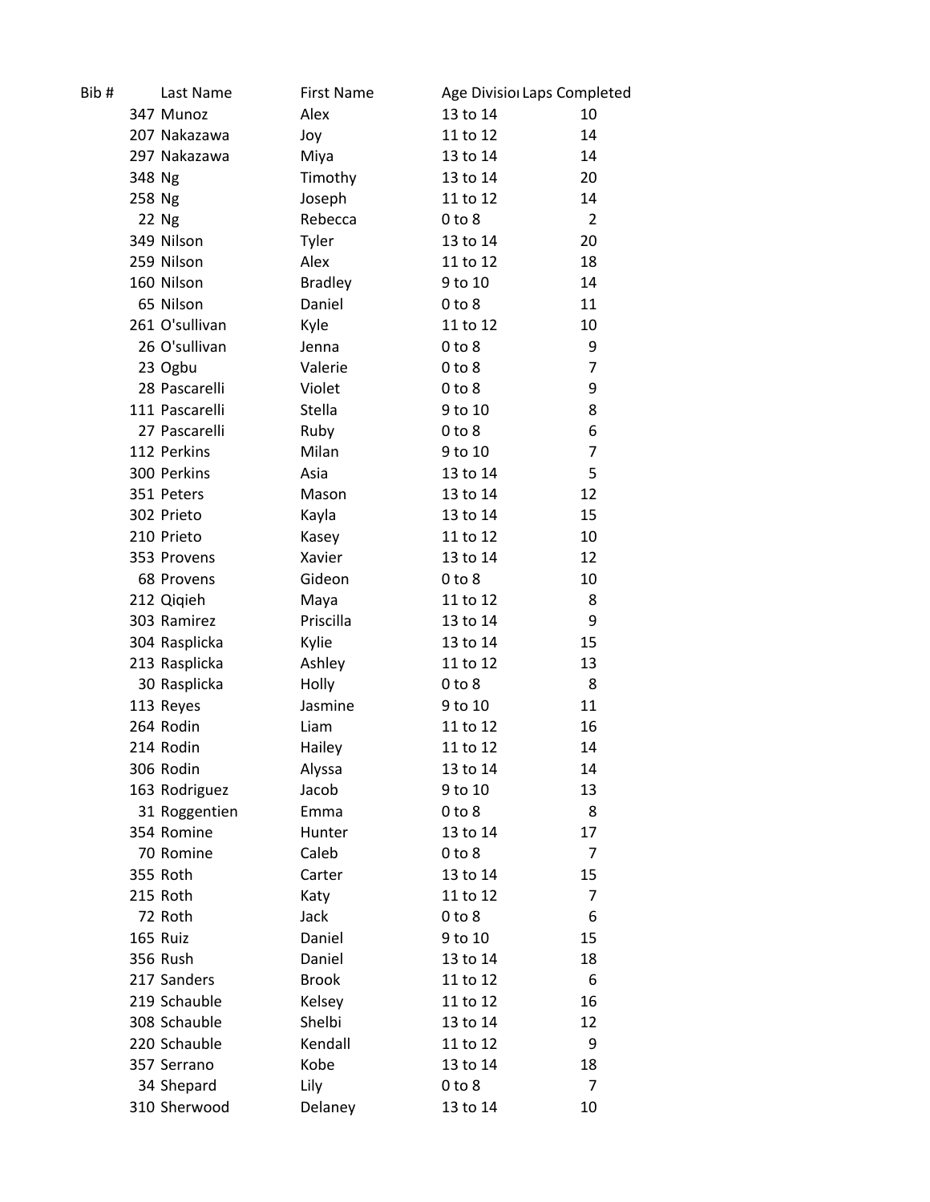| Bib # | Last Name | First Name | Age Divisio | Laps Completed |
|---|---|---|---|---|
| 347 | Munoz | Alex | 13 to 14 | 10 |
| 207 | Nakazawa | Joy | 11 to 12 | 14 |
| 297 | Nakazawa | Miya | 13 to 14 | 14 |
| 348 | Ng | Timothy | 13 to 14 | 20 |
| 258 | Ng | Joseph | 11 to 12 | 14 |
| 22 | Ng | Rebecca | 0 to 8 | 2 |
| 349 | Nilson | Tyler | 13 to 14 | 20 |
| 259 | Nilson | Alex | 11 to 12 | 18 |
| 160 | Nilson | Bradley | 9 to 10 | 14 |
| 65 | Nilson | Daniel | 0 to 8 | 11 |
| 261 | O'sullivan | Kyle | 11 to 12 | 10 |
| 26 | O'sullivan | Jenna | 0 to 8 | 9 |
| 23 | Ogbu | Valerie | 0 to 8 | 7 |
| 28 | Pascarelli | Violet | 0 to 8 | 9 |
| 111 | Pascarelli | Stella | 9 to 10 | 8 |
| 27 | Pascarelli | Ruby | 0 to 8 | 6 |
| 112 | Perkins | Milan | 9 to 10 | 7 |
| 300 | Perkins | Asia | 13 to 14 | 5 |
| 351 | Peters | Mason | 13 to 14 | 12 |
| 302 | Prieto | Kayla | 13 to 14 | 15 |
| 210 | Prieto | Kasey | 11 to 12 | 10 |
| 353 | Provens | Xavier | 13 to 14 | 12 |
| 68 | Provens | Gideon | 0 to 8 | 10 |
| 212 | Qiqieh | Maya | 11 to 12 | 8 |
| 303 | Ramirez | Priscilla | 13 to 14 | 9 |
| 304 | Rasplicka | Kylie | 13 to 14 | 15 |
| 213 | Rasplicka | Ashley | 11 to 12 | 13 |
| 30 | Rasplicka | Holly | 0 to 8 | 8 |
| 113 | Reyes | Jasmine | 9 to 10 | 11 |
| 264 | Rodin | Liam | 11 to 12 | 16 |
| 214 | Rodin | Hailey | 11 to 12 | 14 |
| 306 | Rodin | Alyssa | 13 to 14 | 14 |
| 163 | Rodriguez | Jacob | 9 to 10 | 13 |
| 31 | Roggentien | Emma | 0 to 8 | 8 |
| 354 | Romine | Hunter | 13 to 14 | 17 |
| 70 | Romine | Caleb | 0 to 8 | 7 |
| 355 | Roth | Carter | 13 to 14 | 15 |
| 215 | Roth | Katy | 11 to 12 | 7 |
| 72 | Roth | Jack | 0 to 8 | 6 |
| 165 | Ruiz | Daniel | 9 to 10 | 15 |
| 356 | Rush | Daniel | 13 to 14 | 18 |
| 217 | Sanders | Brook | 11 to 12 | 6 |
| 219 | Schauble | Kelsey | 11 to 12 | 16 |
| 308 | Schauble | Shelbi | 13 to 14 | 12 |
| 220 | Schauble | Kendall | 11 to 12 | 9 |
| 357 | Serrano | Kobe | 13 to 14 | 18 |
| 34 | Shepard | Lily | 0 to 8 | 7 |
| 310 | Sherwood | Delaney | 13 to 14 | 10 |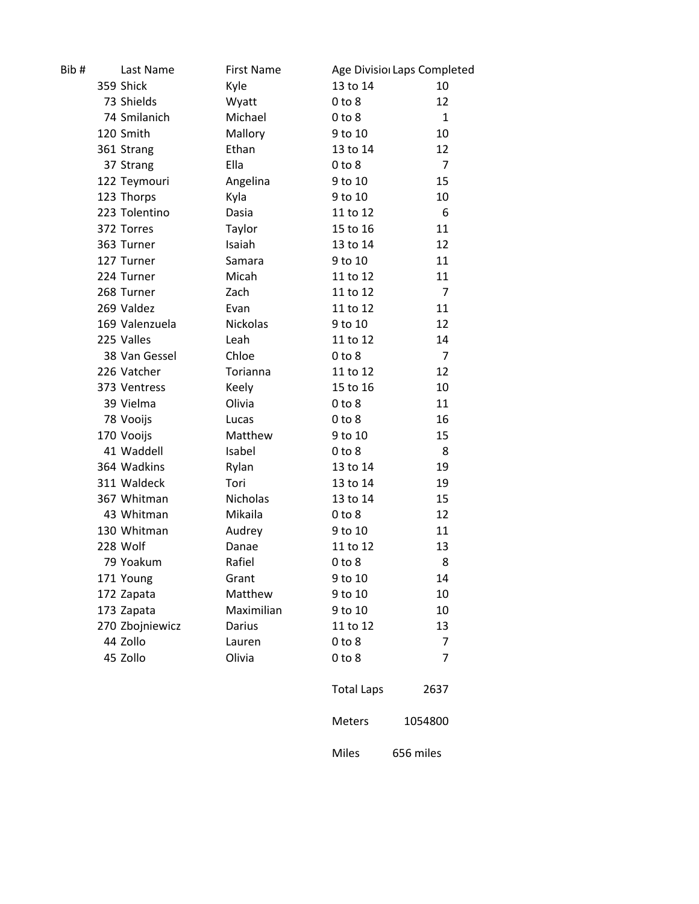| Bib # | Last Name | First Name | Age Divisioı | Laps Completed |
|---|---|---|---|---|
| 359 | Shick | Kyle | 13 to 14 | 10 |
| 73 | Shields | Wyatt | 0 to 8 | 12 |
| 74 | Smilanich | Michael | 0 to 8 | 1 |
| 120 | Smith | Mallory | 9 to 10 | 10 |
| 361 | Strang | Ethan | 13 to 14 | 12 |
| 37 | Strang | Ella | 0 to 8 | 7 |
| 122 | Teymouri | Angelina | 9 to 10 | 15 |
| 123 | Thorps | Kyla | 9 to 10 | 10 |
| 223 | Tolentino | Dasia | 11 to 12 | 6 |
| 372 | Torres | Taylor | 15 to 16 | 11 |
| 363 | Turner | Isaiah | 13 to 14 | 12 |
| 127 | Turner | Samara | 9 to 10 | 11 |
| 224 | Turner | Micah | 11 to 12 | 11 |
| 268 | Turner | Zach | 11 to 12 | 7 |
| 269 | Valdez | Evan | 11 to 12 | 11 |
| 169 | Valenzuela | Nickolas | 9 to 10 | 12 |
| 225 | Valles | Leah | 11 to 12 | 14 |
| 38 | Van Gessel | Chloe | 0 to 8 | 7 |
| 226 | Vatcher | Torianna | 11 to 12 | 12 |
| 373 | Ventress | Keely | 15 to 16 | 10 |
| 39 | Vielma | Olivia | 0 to 8 | 11 |
| 78 | Vooijs | Lucas | 0 to 8 | 16 |
| 170 | Vooijs | Matthew | 9 to 10 | 15 |
| 41 | Waddell | Isabel | 0 to 8 | 8 |
| 364 | Wadkins | Rylan | 13 to 14 | 19 |
| 311 | Waldeck | Tori | 13 to 14 | 19 |
| 367 | Whitman | Nicholas | 13 to 14 | 15 |
| 43 | Whitman | Mikaila | 0 to 8 | 12 |
| 130 | Whitman | Audrey | 9 to 10 | 11 |
| 228 | Wolf | Danae | 11 to 12 | 13 |
| 79 | Yoakum | Rafiel | 0 to 8 | 8 |
| 171 | Young | Grant | 9 to 10 | 14 |
| 172 | Zapata | Matthew | 9 to 10 | 10 |
| 173 | Zapata | Maximilian | 9 to 10 | 10 |
| 270 | Zbojniewicz | Darius | 11 to 12 | 13 |
| 44 | Zollo | Lauren | 0 to 8 | 7 |
| 45 | Zollo | Olivia | 0 to 8 | 7 |
| | | | Total Laps | 2637 |
| | | | Meters | 1054800 |
| | | | Miles | 656 miles |